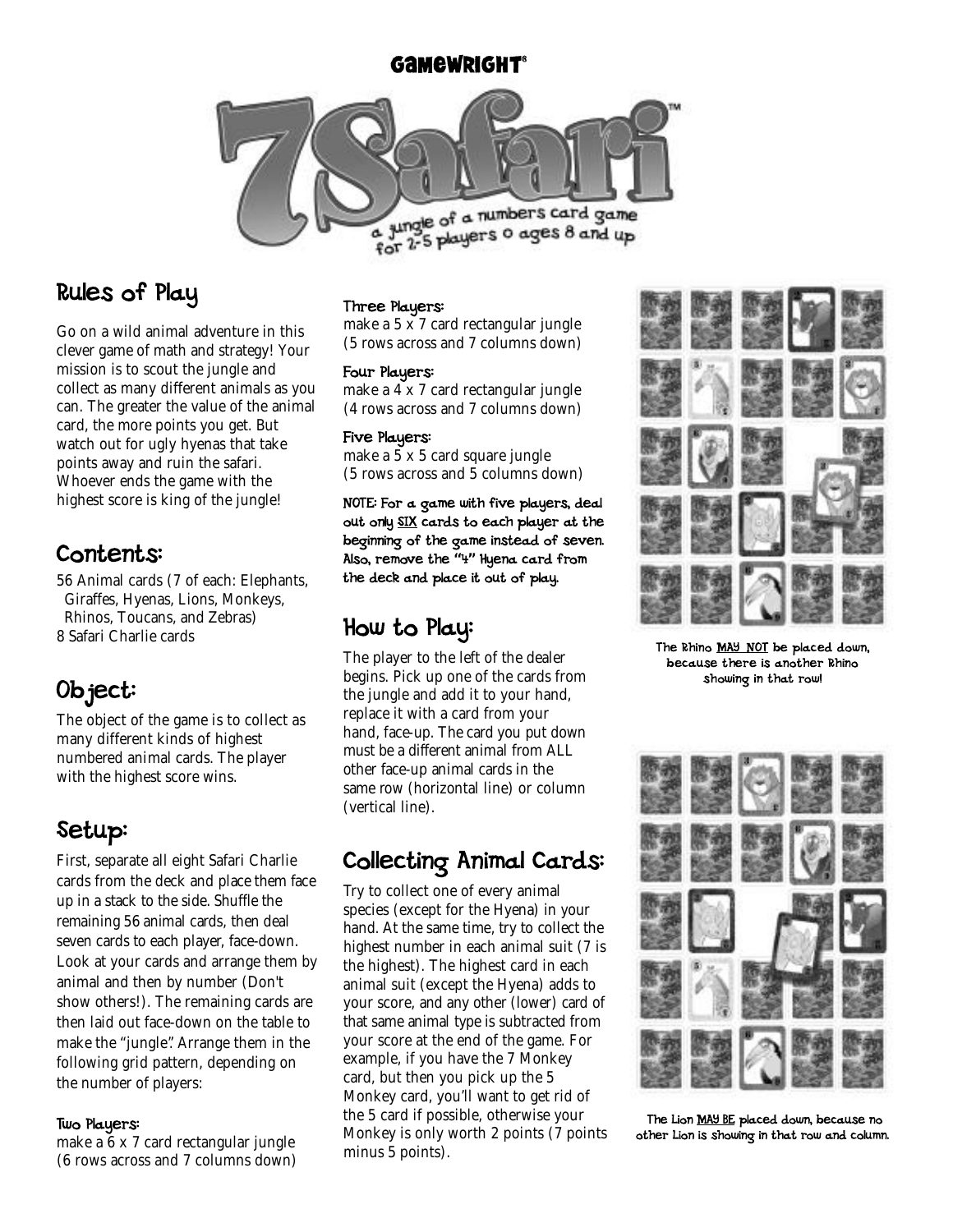GAMEWRIGHT®

# 7 Safari™

a jungle of a numbers card game for 2-5 players o ages 8 and up

## Rules of Play

Go on a wild animal adventure in this clever game of math and strategy! Your mission is to scout the jungle and collect as many different animals as you can. The greater the value of the animal card, the more points you get. But watch out for ugly hyenas that take points away and ruin the safari. Whoever ends the game with the highest score is king of the jungle!

## Contents:

56 Animal cards (7 of each: Elephants, Giraffes, Hyenas, Lions, Monkeys, Rhinos, Toucans, and Zebras)
8 Safari Charlie cards

## Object:

The object of the game is to collect as many different kinds of highest numbered animal cards. The player with the highest score wins.

## Setup:

First, separate all eight Safari Charlie cards from the deck and place them face up in a stack to the side. Shuffle the remaining 56 animal cards, then deal seven cards to each player, face-down. Look at your cards and arrange them by animal and then by number (Don't show others!). The remaining cards are then laid out face-down on the table to make the "jungle". Arrange them in the following grid pattern, depending on the number of players:

**Two Players:**
make a 6 x 7 card rectangular jungle (6 rows across and 7 columns down)

**Three Players:**
make a 5 x 7 card rectangular jungle (5 rows across and 7 columns down)

**Four Players:**
make a 4 x 7 card rectangular jungle (4 rows across and 7 columns down)

**Five Players:**
make a 5 x 5 card square jungle (5 rows across and 5 columns down)

**NOTE: For a game with five players, deal out only SIX cards to each player at the beginning of the game instead of seven. Also, remove the "4" Hyena card from the deck and place it out of play.**

## How to Play:

The player to the left of the dealer begins. Pick up one of the cards from the jungle and add it to your hand, replace it with a card from your hand, face-up. The card you put down must be a different animal from ALL other face-up animal cards in the same row (horizontal line) or column (vertical line).

## Collecting Animal Cards:

Try to collect one of every animal species (except for the Hyena) in your hand. At the same time, try to collect the highest number in each animal suit (7 is the highest). The highest card in each animal suit (except the Hyena) adds to your score, and any other (lower) card of that same animal type is subtracted from your score at the end of the game. For example, if you have the 7 Monkey card, but then you pick up the 5 Monkey card, you'll want to get rid of the 5 card if possible, otherwise your Monkey is only worth 2 points (7 points minus 5 points).

The Rhino MAY NOT be placed down, because there is another Rhino showing in that row!

The Lion MAY BE placed down, because no other Lion is showing in that row and column.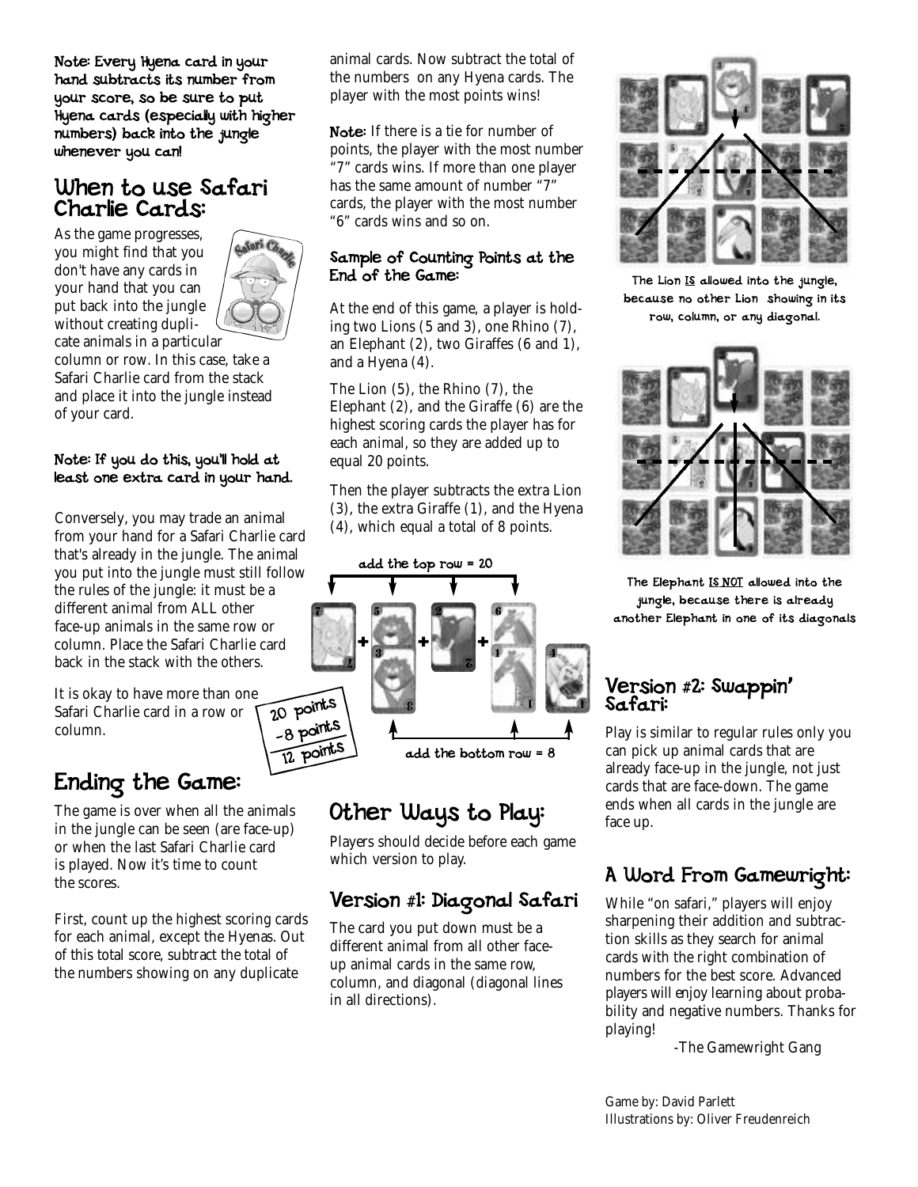**Note: Every Hyena card in your hand subtracts its number from your score, so be sure to put Hyena cards (especially with higher numbers) back into the jungle whenever you can!**

## When to use Safari Charlie Cards:

As the game progresses, you might find that you don't have any cards in your hand that you can put back into the jungle without creating duplicate animals in a particular column or row. In this case, take a Safari Charlie card from the stack and place it into the jungle instead of your card.

**Note: If you do this, you'll hold at least one extra card in your hand.**

Conversely, you may trade an animal from your hand for a Safari Charlie card that's already in the jungle. The animal you put into the jungle must still follow the rules of the jungle: it must be a different animal from ALL other face-up animals in the same row or column. Place the Safari Charlie card back in the stack with the others.

It is okay to have more than one Safari Charlie card in a row or column.

## Ending the Game:

The game is over when all the animals in the jungle can be seen (are face-up) or when the last Safari Charlie card is played. Now it's time to count the scores.

First, count up the highest scoring cards for each animal, except the Hyenas. Out of this total score, subtract the total of the numbers showing on any duplicate animal cards. Now subtract the total of the numbers on any Hyena cards. The player with the most points wins!

**Note:** If there is a tie for number of points, the player with the most number "7" cards wins. If more than one player has the same amount of number "7" cards, the player with the most number "6" cards wins and so on.

### Sample of Counting Points at the End of the Game:

At the end of this game, a player is holding two Lions (5 and 3), one Rhino (7), an Elephant (2), two Giraffes (6 and 1), and a Hyena (4).

The Lion (5), the Rhino (7), the Elephant (2), and the Giraffe (6) are the highest scoring cards the player has for each animal, so they are added up to equal 20 points.

Then the player subtracts the extra Lion (3), the extra Giraffe (1), and the Hyena (4), which equal a total of 8 points.

add the top row = 20

add the bottom row = 8

20 points
-8 points
12 points

## Other Ways to Play:

Players should decide before each game which version to play.

### Version #1: Diagonal Safari

The card you put down must be a different animal from all other face-up animal cards in the same row, column, and diagonal (diagonal lines in all directions).

The Lion IS allowed into the jungle, because no other Lion showing in its row, column, or any diagonal.

The Elephant IS NOT allowed into the jungle, because there is already another Elephant in one of its diagonals

### Version #2: Swappin' Safari:

Play is similar to regular rules only you can pick up animal cards that are already face-up in the jungle, not just cards that are face-down. The game ends when all cards in the jungle are face up.

## A Word From Gamewright:

While "on safari," players will enjoy sharpening their addition and subtraction skills as they search for animal cards with the right combination of numbers for the best score. Advanced players will enjoy learning about probability and negative numbers. Thanks for playing!

-The Gamewright Gang

Game by: David Parlett
Illustrations by: Oliver Freudenreich